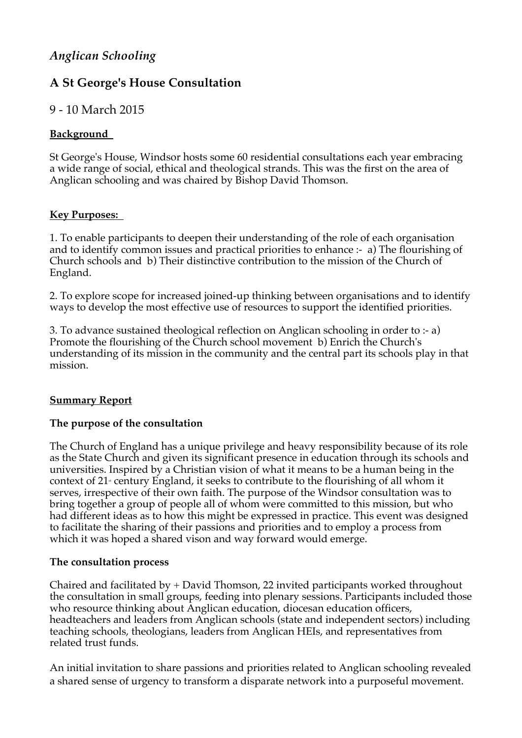# *Anglican Schooling*

## A St George's House Consultation

9 - 10 March 2015

**Background**

St George's House, Windsor hosts some 60 residential consultations each year embracing a wide range of social, ethical and theological strands. This was the first on the area of Anglican schooling and was chaired by Bishop David Thomson.

**Key Purposes:**

1. To enable participants to deepen their understanding of the role of each organisation and to identify common issues and practical priorities to enhance :- a) The flourishing of Church schools and b) Their distinctive contribution to the mission of the Church of England.

2. To explore scope for increased joined-up thinking between organisations and to identify ways to develop the most effective use of resources to support the identified priorities.

3. To advance sustained theological reflection on Anglican schooling in order to :- a) Promote the flourishing of the Church school movement b) Enrich the Church's understanding of its mission in the community and the central part its schools play in that mission.

**Summary Report**

**The purpose of the consultation**

The Church of England has a unique privilege and heavy responsibility because of its role as the State Church and given its significant presence in education through its schools and universities. Inspired by a Christian vision of what it means to be a human being in the context of 21st century England, it seeks to contribute to the flourishing of all whom it serves, irrespective of their own faith. The purpose of the Windsor consultation was to bring together a group of people all of whom were committed to this mission, but who had different ideas as to how this might be expressed in practice. This event was designed to facilitate the sharing of their passions and priorities and to employ a process from which it was hoped a shared vison and way forward would emerge.

**The consultation process**

Chaired and facilitated by + David Thomson, 22 invited participants worked throughout the consultation in small groups, feeding into plenary sessions. Participants included those who resource thinking about Anglican education, diocesan education officers, headteachers and leaders from Anglican schools (state and independent sectors) including teaching schools, theologians, leaders from Anglican HEIs, and representatives from related trust funds.

An initial invitation to share passions and priorities related to Anglican schooling revealed a shared sense of urgency to transform a disparate network into a purposeful movement.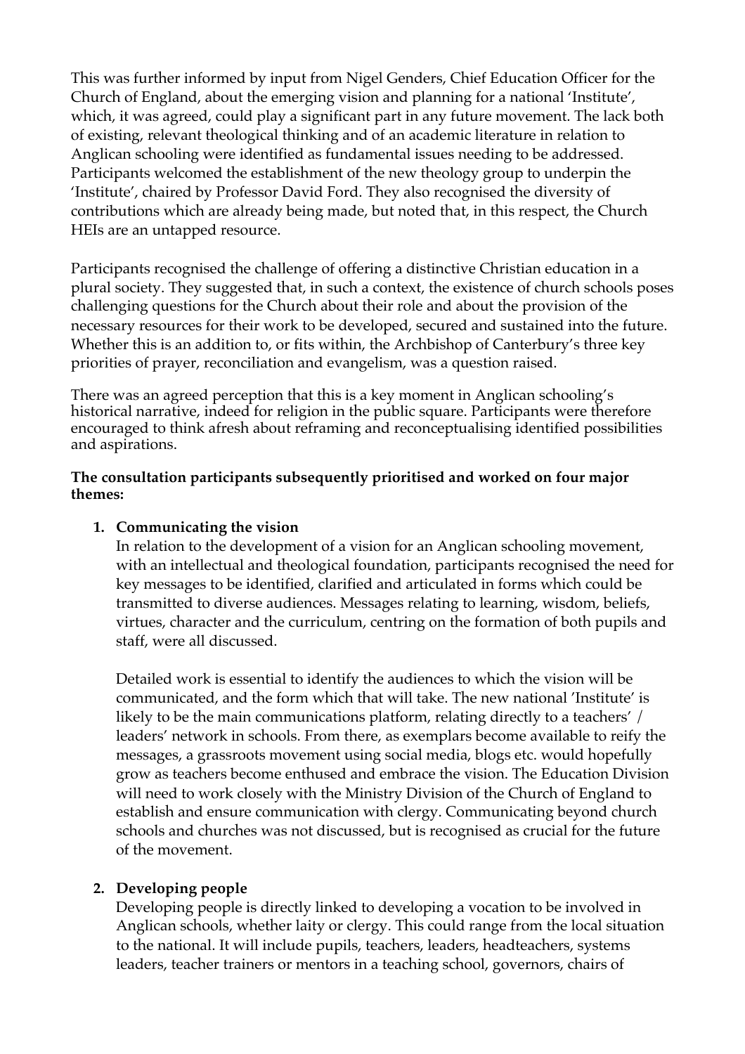This was further informed by input from Nigel Genders, Chief Education Officer for the Church of England, about the emerging vision and planning for a national 'Institute', which, it was agreed, could play a significant part in any future movement. The lack both of existing, relevant theological thinking and of an academic literature in relation to Anglican schooling were identified as fundamental issues needing to be addressed. Participants welcomed the establishment of the new theology group to underpin the 'Institute', chaired by Professor David Ford. They also recognised the diversity of contributions which are already being made, but noted that, in this respect, the Church HEIs are an untapped resource.

Participants recognised the challenge of offering a distinctive Christian education in a plural society. They suggested that, in such a context, the existence of church schools poses challenging questions for the Church about their role and about the provision of the necessary resources for their work to be developed, secured and sustained into the future. Whether this is an addition to, or fits within, the Archbishop of Canterbury's three key priorities of prayer, reconciliation and evangelism, was a question raised.

There was an agreed perception that this is a key moment in Anglican schooling's historical narrative, indeed for religion in the public square. Participants were therefore encouraged to think afresh about reframing and reconceptualising identified possibilities and aspirations.

**The consultation participants subsequently prioritised and worked on four major themes:**

1. **Communicating the vision**
   In relation to the development of a vision for an Anglican schooling movement, with an intellectual and theological foundation, participants recognised the need for key messages to be identified, clarified and articulated in forms which could be transmitted to diverse audiences. Messages relating to learning, wisdom, beliefs, virtues, character and the curriculum, centring on the formation of both pupils and staff, were all discussed.

   Detailed work is essential to identify the audiences to which the vision will be communicated, and the form which that will take. The new national 'Institute' is likely to be the main communications platform, relating directly to a teachers' / leaders' network in schools. From there, as exemplars become available to reify the messages, a grassroots movement using social media, blogs etc. would hopefully grow as teachers become enthused and embrace the vision. The Education Division will need to work closely with the Ministry Division of the Church of England to establish and ensure communication with clergy. Communicating beyond church schools and churches was not discussed, but is recognised as crucial for the future of the movement.

2. **Developing people**
   Developing people is directly linked to developing a vocation to be involved in Anglican schools, whether laity or clergy. This could range from the local situation to the national. It will include pupils, teachers, leaders, headteachers, systems leaders, teacher trainers or mentors in a teaching school, governors, chairs of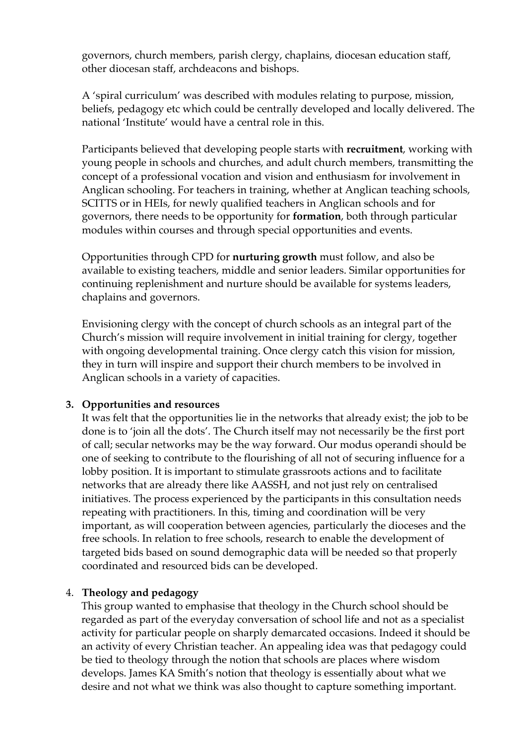governors, church members, parish clergy, chaplains, diocesan education staff, other diocesan staff, archdeacons and bishops.

A 'spiral curriculum' was described with modules relating to purpose, mission, beliefs, pedagogy etc which could be centrally developed and locally delivered. The national 'Institute' would have a central role in this.

Participants believed that developing people starts with **recruitment**, working with young people in schools and churches, and adult church members, transmitting the concept of a professional vocation and vision and enthusiasm for involvement in Anglican schooling. For teachers in training, whether at Anglican teaching schools, SCITTS or in HEIs, for newly qualified teachers in Anglican schools and for governors, there needs to be opportunity for **formation**, both through particular modules within courses and through special opportunities and events.

Opportunities through CPD for **nurturing growth** must follow, and also be available to existing teachers, middle and senior leaders. Similar opportunities for continuing replenishment and nurture should be available for systems leaders, chaplains and governors.

Envisioning clergy with the concept of church schools as an integral part of the Church's mission will require involvement in initial training for clergy, together with ongoing developmental training. Once clergy catch this vision for mission, they in turn will inspire and support their church members to be involved in Anglican schools in a variety of capacities.

**3. Opportunities and resources**

It was felt that the opportunities lie in the networks that already exist; the job to be done is to 'join all the dots'. The Church itself may not necessarily be the first port of call; secular networks may be the way forward. Our modus operandi should be one of seeking to contribute to the flourishing of all not of securing influence for a lobby position. It is important to stimulate grassroots actions and to facilitate networks that are already there like AASSH, and not just rely on centralised initiatives. The process experienced by the participants in this consultation needs repeating with practitioners. In this, timing and coordination will be very important, as will cooperation between agencies, particularly the dioceses and the free schools. In relation to free schools, research to enable the development of targeted bids based on sound demographic data will be needed so that properly coordinated and resourced bids can be developed.

4. **Theology and pedagogy**

This group wanted to emphasise that theology in the Church school should be regarded as part of the everyday conversation of school life and not as a specialist activity for particular people on sharply demarcated occasions. Indeed it should be an activity of every Christian teacher. An appealing idea was that pedagogy could be tied to theology through the notion that schools are places where wisdom develops. James KA Smith's notion that theology is essentially about what we desire and not what we think was also thought to capture something important.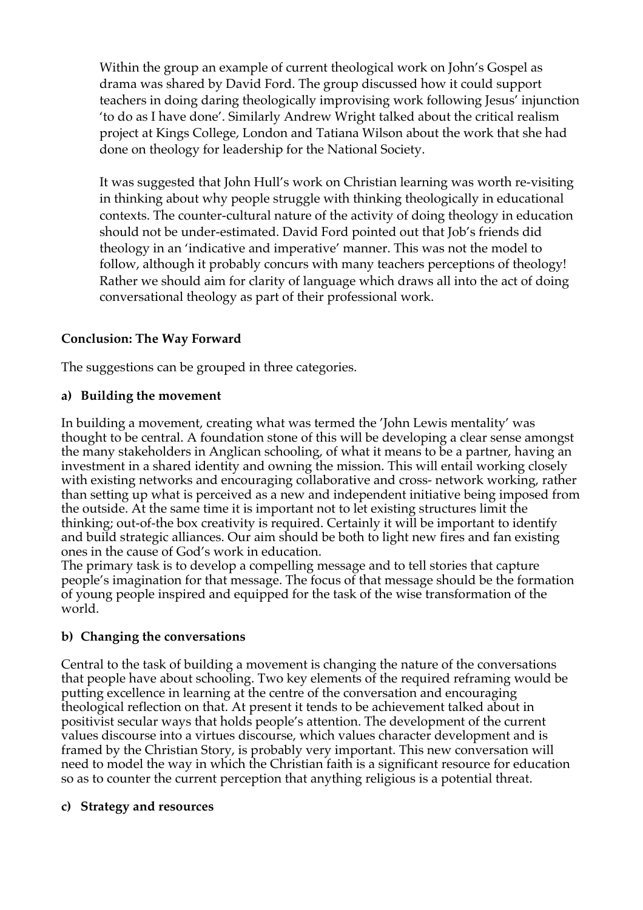Within the group an example of current theological work on John's Gospel as drama was shared by David Ford. The group discussed how it could support teachers in doing daring theologically improvising work following Jesus' injunction 'to do as I have done'. Similarly Andrew Wright talked about the critical realism project at Kings College, London and Tatiana Wilson about the work that she had done on theology for leadership for the National Society.

It was suggested that John Hull's work on Christian learning was worth re-visiting in thinking about why people struggle with thinking theologically in educational contexts. The counter-cultural nature of the activity of doing theology in education should not be under-estimated. David Ford pointed out that Job's friends did theology in an 'indicative and imperative' manner. This was not the model to follow, although it probably concurs with many teachers perceptions of theology! Rather we should aim for clarity of language which draws all into the act of doing conversational theology as part of their professional work.

**Conclusion: The Way Forward**

The suggestions can be grouped in three categories.

**a) Building the movement**

In building a movement, creating what was termed the 'John Lewis mentality' was thought to be central. A foundation stone of this will be developing a clear sense amongst the many stakeholders in Anglican schooling, of what it means to be a partner, having an investment in a shared identity and owning the mission. This will entail working closely with existing networks and encouraging collaborative and cross- network working, rather than setting up what is perceived as a new and independent initiative being imposed from the outside. At the same time it is important not to let existing structures limit the thinking; out-of-the box creativity is required. Certainly it will be important to identify and build strategic alliances. Our aim should be both to light new fires and fan existing ones in the cause of God's work in education.
The primary task is to develop a compelling message and to tell stories that capture people's imagination for that message. The focus of that message should be the formation of young people inspired and equipped for the task of the wise transformation of the world.

**b) Changing the conversations**

Central to the task of building a movement is changing the nature of the conversations that people have about schooling. Two key elements of the required reframing would be putting excellence in learning at the centre of the conversation and encouraging theological reflection on that. At present it tends to be achievement talked about in positivist secular ways that holds people's attention. The development of the current values discourse into a virtues discourse, which values character development and is framed by the Christian Story, is probably very important. This new conversation will need to model the way in which the Christian faith is a significant resource for education so as to counter the current perception that anything religious is a potential threat.

**c) Strategy and resources**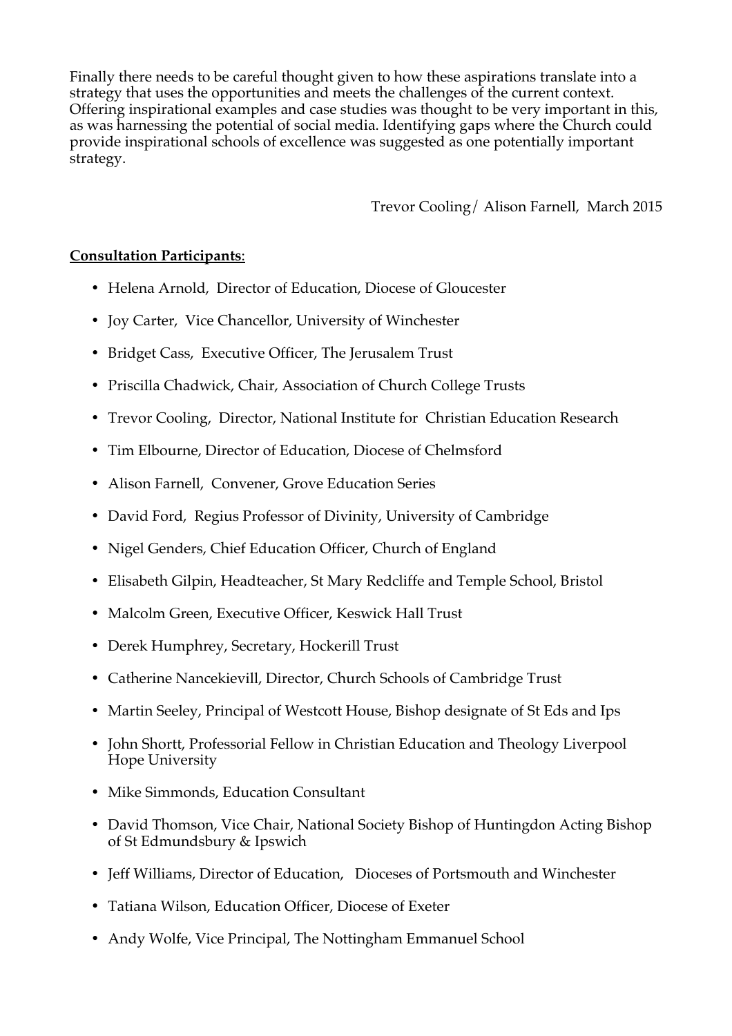Finally there needs to be careful thought given to how these aspirations translate into a strategy that uses the opportunities and meets the challenges of the current context. Offering inspirational examples and case studies was thought to be very important in this, as was harnessing the potential of social media. Identifying gaps where the Church could provide inspirational schools of excellence was suggested as one potentially important strategy.

Trevor Cooling/ Alison Farnell, March 2015

**Consultation Participants**:

- Helena Arnold, Director of Education, Diocese of Gloucester
- Joy Carter, Vice Chancellor, University of Winchester
- Bridget Cass, Executive Officer, The Jerusalem Trust
- Priscilla Chadwick, Chair, Association of Church College Trusts
- Trevor Cooling, Director, National Institute for Christian Education Research
- Tim Elbourne, Director of Education, Diocese of Chelmsford
- Alison Farnell, Convener, Grove Education Series
- David Ford, Regius Professor of Divinity, University of Cambridge
- Nigel Genders, Chief Education Officer, Church of England
- Elisabeth Gilpin, Headteacher, St Mary Redcliffe and Temple School, Bristol
- Malcolm Green, Executive Officer, Keswick Hall Trust
- Derek Humphrey, Secretary, Hockerill Trust
- Catherine Nancekievill, Director, Church Schools of Cambridge Trust
- Martin Seeley, Principal of Westcott House, Bishop designate of St Eds and Ips
- John Shortt, Professorial Fellow in Christian Education and Theology Liverpool Hope University
- Mike Simmonds, Education Consultant
- David Thomson, Vice Chair, National Society Bishop of Huntingdon Acting Bishop of St Edmundsbury & Ipswich
- Jeff Williams, Director of Education, Dioceses of Portsmouth and Winchester
- Tatiana Wilson, Education Officer, Diocese of Exeter
- Andy Wolfe, Vice Principal, The Nottingham Emmanuel School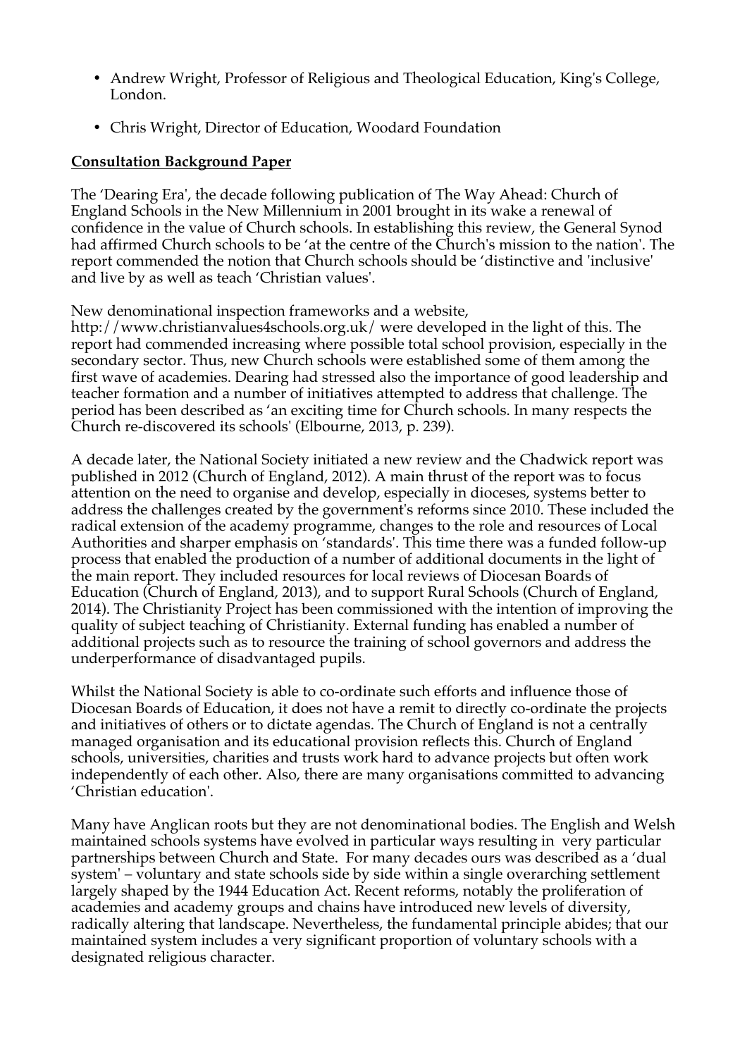- Andrew Wright, Professor of Religious and Theological Education, King's College, London.

- Chris Wright, Director of Education, Woodard Foundation

**Consultation Background Paper**

The 'Dearing Era', the decade following publication of The Way Ahead: Church of England Schools in the New Millennium in 2001 brought in its wake a renewal of confidence in the value of Church schools. In establishing this review, the General Synod had affirmed Church schools to be 'at the centre of the Church's mission to the nation'. The report commended the notion that Church schools should be 'distinctive and 'inclusive' and live by as well as teach 'Christian values'.

New denominational inspection frameworks and a website, http://www.christianvalues4schools.org.uk/ were developed in the light of this. The report had commended increasing where possible total school provision, especially in the secondary sector. Thus, new Church schools were established some of them among the first wave of academies. Dearing had stressed also the importance of good leadership and teacher formation and a number of initiatives attempted to address that challenge. The period has been described as 'an exciting time for Church schools. In many respects the Church re-discovered its schools' (Elbourne, 2013, p. 239).

A decade later, the National Society initiated a new review and the Chadwick report was published in 2012 (Church of England, 2012). A main thrust of the report was to focus attention on the need to organise and develop, especially in dioceses, systems better to address the challenges created by the government's reforms since 2010. These included the radical extension of the academy programme, changes to the role and resources of Local Authorities and sharper emphasis on 'standards'. This time there was a funded follow-up process that enabled the production of a number of additional documents in the light of the main report. They included resources for local reviews of Diocesan Boards of Education (Church of England, 2013), and to support Rural Schools (Church of England, 2014). The Christianity Project has been commissioned with the intention of improving the quality of subject teaching of Christianity. External funding has enabled a number of additional projects such as to resource the training of school governors and address the underperformance of disadvantaged pupils.

Whilst the National Society is able to co-ordinate such efforts and influence those of Diocesan Boards of Education, it does not have a remit to directly co-ordinate the projects and initiatives of others or to dictate agendas. The Church of England is not a centrally managed organisation and its educational provision reflects this. Church of England schools, universities, charities and trusts work hard to advance projects but often work independently of each other. Also, there are many organisations committed to advancing 'Christian education'.

Many have Anglican roots but they are not denominational bodies. The English and Welsh maintained schools systems have evolved in particular ways resulting in very particular partnerships between Church and State. For many decades ours was described as a 'dual system' – voluntary and state schools side by side within a single overarching settlement largely shaped by the 1944 Education Act. Recent reforms, notably the proliferation of academies and academy groups and chains have introduced new levels of diversity, radically altering that landscape. Nevertheless, the fundamental principle abides; that our maintained system includes a very significant proportion of voluntary schools with a designated religious character.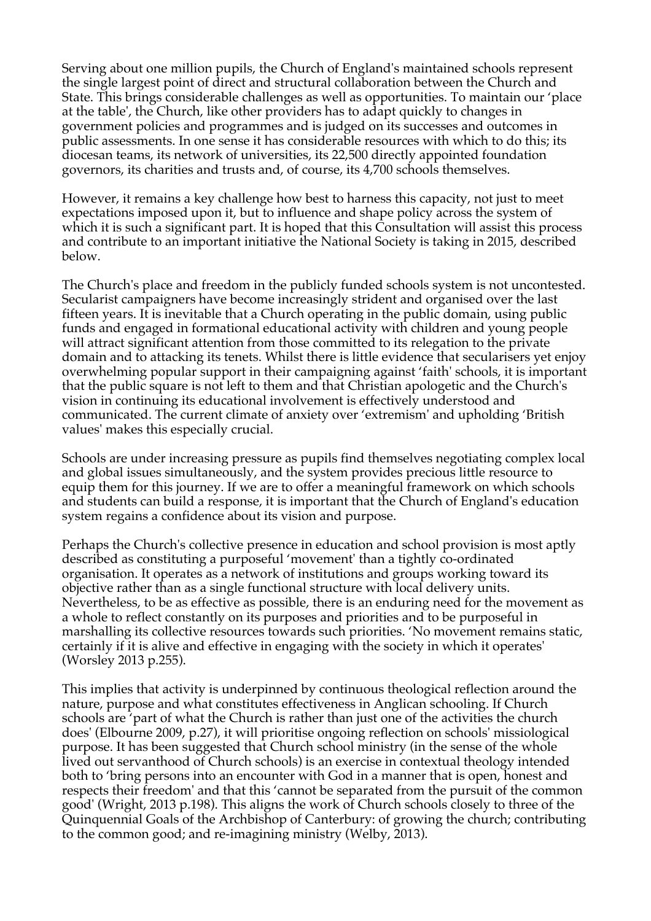Serving about one million pupils, the Church of England's maintained schools represent the single largest point of direct and structural collaboration between the Church and State. This brings considerable challenges as well as opportunities. To maintain our 'place at the table', the Church, like other providers has to adapt quickly to changes in government policies and programmes and is judged on its successes and outcomes in public assessments. In one sense it has considerable resources with which to do this; its diocesan teams, its network of universities, its 22,500 directly appointed foundation governors, its charities and trusts and, of course, its 4,700 schools themselves.

However, it remains a key challenge how best to harness this capacity, not just to meet expectations imposed upon it, but to influence and shape policy across the system of which it is such a significant part. It is hoped that this Consultation will assist this process and contribute to an important initiative the National Society is taking in 2015, described below.

The Church's place and freedom in the publicly funded schools system is not uncontested. Secularist campaigners have become increasingly strident and organised over the last fifteen years. It is inevitable that a Church operating in the public domain, using public funds and engaged in formational educational activity with children and young people will attract significant attention from those committed to its relegation to the private domain and to attacking its tenets. Whilst there is little evidence that secularisers yet enjoy overwhelming popular support in their campaigning against 'faith' schools, it is important that the public square is not left to them and that Christian apologetic and the Church's vision in continuing its educational involvement is effectively understood and communicated. The current climate of anxiety over 'extremism' and upholding 'British values' makes this especially crucial.

Schools are under increasing pressure as pupils find themselves negotiating complex local and global issues simultaneously, and the system provides precious little resource to equip them for this journey. If we are to offer a meaningful framework on which schools and students can build a response, it is important that the Church of England's education system regains a confidence about its vision and purpose.

Perhaps the Church's collective presence in education and school provision is most aptly described as constituting a purposeful 'movement' than a tightly co-ordinated organisation. It operates as a network of institutions and groups working toward its objective rather than as a single functional structure with local delivery units. Nevertheless, to be as effective as possible, there is an enduring need for the movement as a whole to reflect constantly on its purposes and priorities and to be purposeful in marshalling its collective resources towards such priorities. 'No movement remains static, certainly if it is alive and effective in engaging with the society in which it operates' (Worsley 2013 p.255).

This implies that activity is underpinned by continuous theological reflection around the nature, purpose and what constitutes effectiveness in Anglican schooling. If Church schools are 'part of what the Church is rather than just one of the activities the church does' (Elbourne 2009, p.27), it will prioritise ongoing reflection on schools' missiological purpose. It has been suggested that Church school ministry (in the sense of the whole lived out servanthood of Church schools) is an exercise in contextual theology intended both to 'bring persons into an encounter with God in a manner that is open, honest and respects their freedom' and that this 'cannot be separated from the pursuit of the common good' (Wright, 2013 p.198). This aligns the work of Church schools closely to three of the Quinquennial Goals of the Archbishop of Canterbury: of growing the church; contributing to the common good; and re-imagining ministry (Welby, 2013).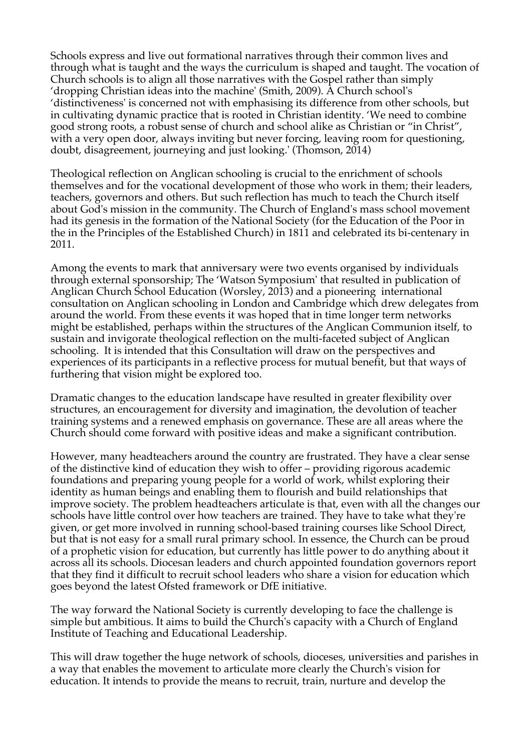Schools express and live out formational narratives through their common lives and through what is taught and the ways the curriculum is shaped and taught. The vocation of Church schools is to align all those narratives with the Gospel rather than simply 'dropping Christian ideas into the machine' (Smith, 2009). A Church school's 'distinctiveness' is concerned not with emphasising its difference from other schools, but in cultivating dynamic practice that is rooted in Christian identity. 'We need to combine good strong roots, a robust sense of church and school alike as Christian or "in Christ", with a very open door, always inviting but never forcing, leaving room for questioning, doubt, disagreement, journeying and just looking.' (Thomson, 2014)

Theological reflection on Anglican schooling is crucial to the enrichment of schools themselves and for the vocational development of those who work in them; their leaders, teachers, governors and others. But such reflection has much to teach the Church itself about God's mission in the community. The Church of England's mass school movement had its genesis in the formation of the National Society (for the Education of the Poor in the in the Principles of the Established Church) in 1811 and celebrated its bi-centenary in 2011.

Among the events to mark that anniversary were two events organised by individuals through external sponsorship; The 'Watson Symposium' that resulted in publication of Anglican Church School Education (Worsley, 2013) and a pioneering international consultation on Anglican schooling in London and Cambridge which drew delegates from around the world. From these events it was hoped that in time longer term networks might be established, perhaps within the structures of the Anglican Communion itself, to sustain and invigorate theological reflection on the multi-faceted subject of Anglican schooling. It is intended that this Consultation will draw on the perspectives and experiences of its participants in a reflective process for mutual benefit, but that ways of furthering that vision might be explored too.

Dramatic changes to the education landscape have resulted in greater flexibility over structures, an encouragement for diversity and imagination, the devolution of teacher training systems and a renewed emphasis on governance. These are all areas where the Church should come forward with positive ideas and make a significant contribution.

However, many headteachers around the country are frustrated. They have a clear sense of the distinctive kind of education they wish to offer – providing rigorous academic foundations and preparing young people for a world of work, whilst exploring their identity as human beings and enabling them to flourish and build relationships that improve society. The problem headteachers articulate is that, even with all the changes our schools have little control over how teachers are trained. They have to take what they're given, or get more involved in running school-based training courses like School Direct, but that is not easy for a small rural primary school. In essence, the Church can be proud of a prophetic vision for education, but currently has little power to do anything about it across all its schools. Diocesan leaders and church appointed foundation governors report that they find it difficult to recruit school leaders who share a vision for education which goes beyond the latest Ofsted framework or DfE initiative.

The way forward the National Society is currently developing to face the challenge is simple but ambitious. It aims to build the Church's capacity with a Church of England Institute of Teaching and Educational Leadership.

This will draw together the huge network of schools, dioceses, universities and parishes in a way that enables the movement to articulate more clearly the Church's vision for education. It intends to provide the means to recruit, train, nurture and develop the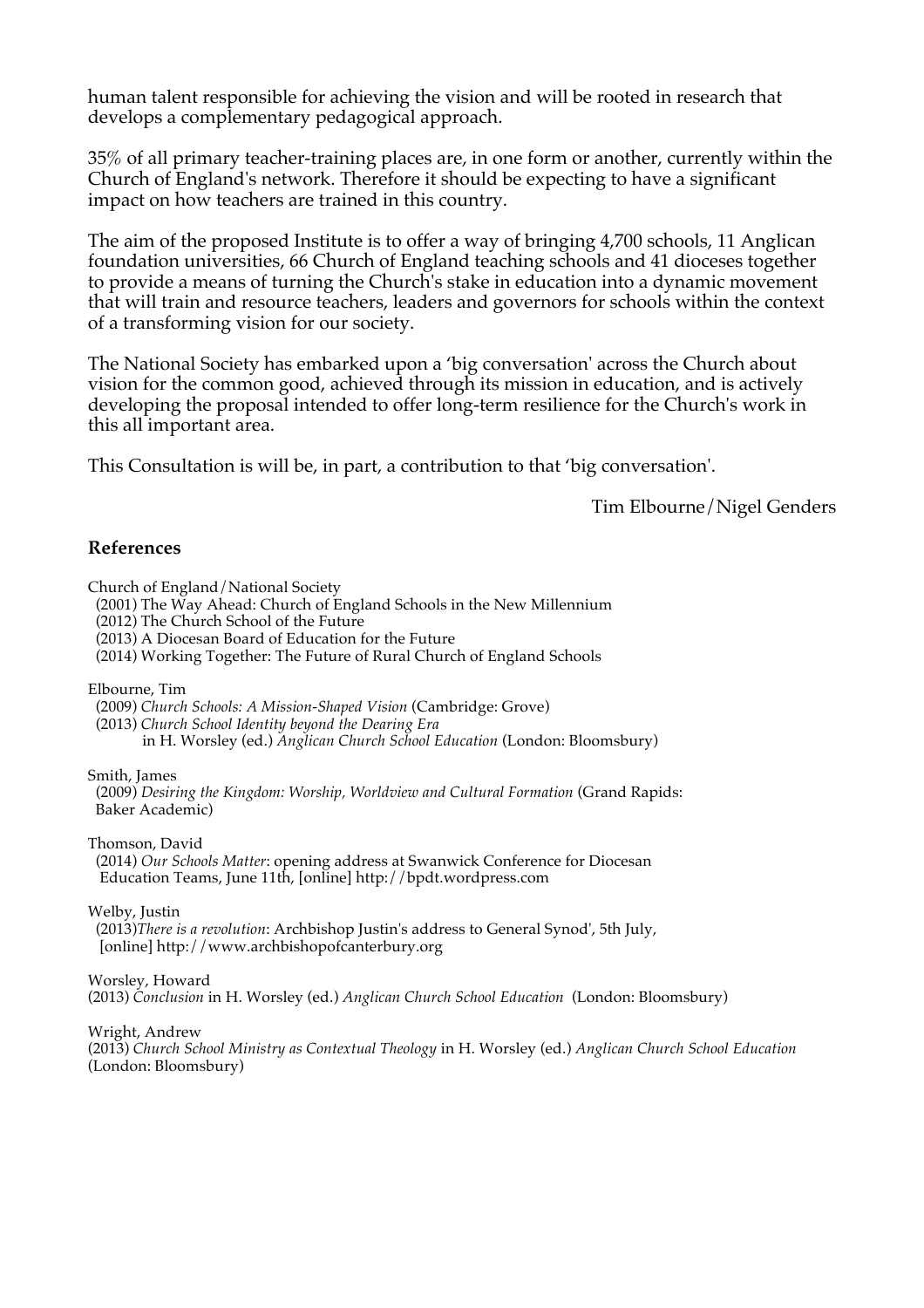human talent responsible for achieving the vision and will be rooted in research that develops a complementary pedagogical approach.

35% of all primary teacher-training places are, in one form or another, currently within the Church of England's network. Therefore it should be expecting to have a significant impact on how teachers are trained in this country.

The aim of the proposed Institute is to offer a way of bringing 4,700 schools, 11 Anglican foundation universities, 66 Church of England teaching schools and 41 dioceses together to provide a means of turning the Church's stake in education into a dynamic movement that will train and resource teachers, leaders and governors for schools within the context of a transforming vision for our society.

The National Society has embarked upon a 'big conversation' across the Church about vision for the common good, achieved through its mission in education, and is actively developing the proposal intended to offer long-term resilience for the Church's work in this all important area.

This Consultation is will be, in part, a contribution to that 'big conversation'.

Tim Elbourne/Nigel Genders

## References

Church of England/National Society
(2001) The Way Ahead: Church of England Schools in the New Millennium
(2012) The Church School of the Future
(2013) A Diocesan Board of Education for the Future
(2014) Working Together: The Future of Rural Church of England Schools

Elbourne, Tim
(2009) *Church Schools: A Mission-Shaped Vision* (Cambridge: Grove)
(2013) *Church School Identity beyond the Dearing Era* in H. Worsley (ed.) *Anglican Church School Education* (London: Bloomsbury)

Smith, James
(2009) *Desiring the Kingdom: Worship, Worldview and Cultural Formation* (Grand Rapids: Baker Academic)

Thomson, David
(2014) *Our Schools Matter*: opening address at Swanwick Conference for Diocesan Education Teams, June 11th, [online] http://bpdt.wordpress.com

Welby, Justin
(2013)*There is a revolution*: Archbishop Justin's address to General Synod', 5th July, [online] http://www.archbishopofcanterbury.org

Worsley, Howard
(2013) *Conclusion* in H. Worsley (ed.) *Anglican Church School Education* (London: Bloomsbury)

Wright, Andrew
(2013) *Church School Ministry as Contextual Theology* in H. Worsley (ed.) *Anglican Church School Education* (London: Bloomsbury)